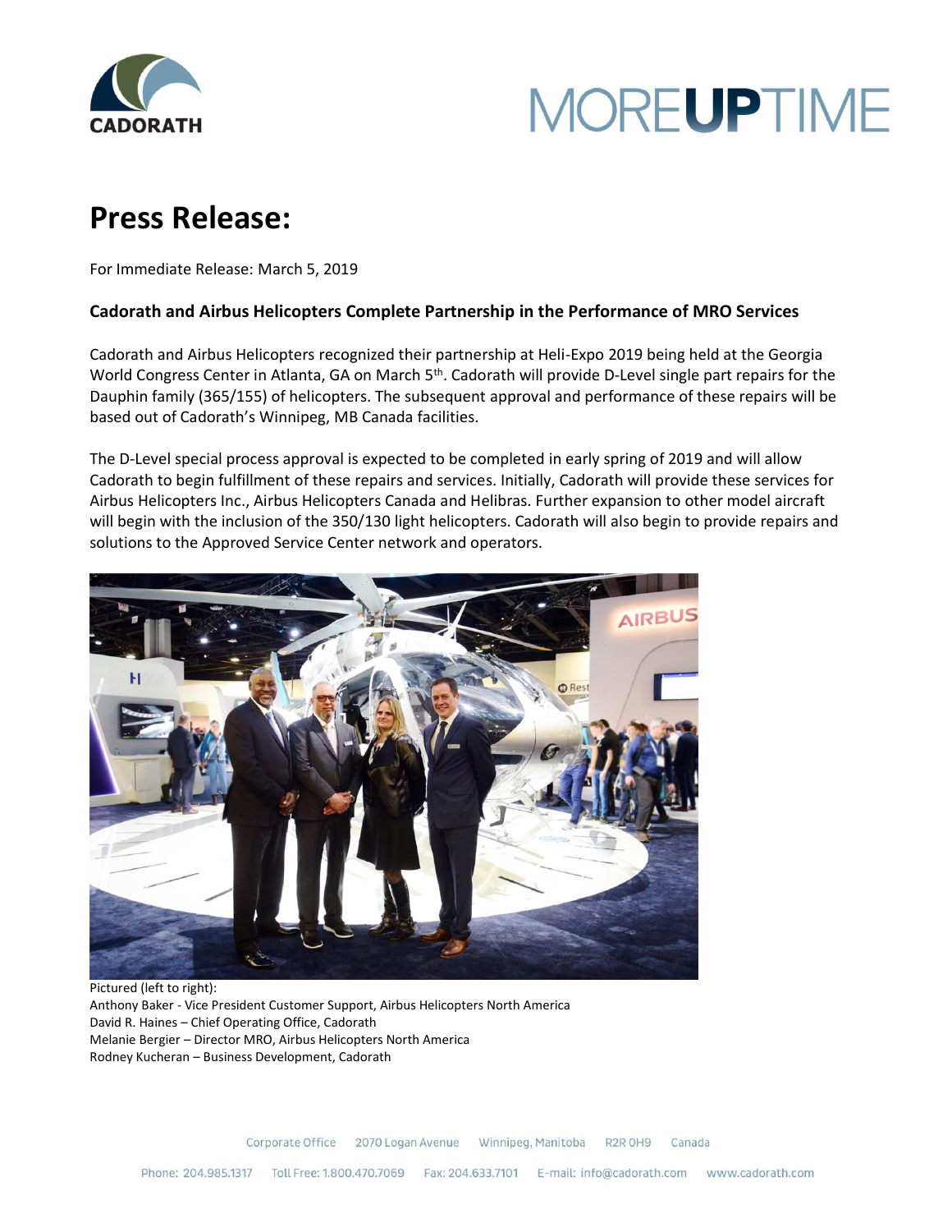# Press Release:

For Immediate Release: March 5, 2019

**Cadorath and Airbus Helicopters Complete Partnership in the Performance of MRO Services**

Cadorath and Airbus Helicopters recognized their partnership at Heli-Expo 2019 being held at the Georgia World Congress Center in Atlanta, GA on March 5th. Cadorath will provide D-Level single part repairs for the Dauphin family (365/155) of helicopters. The subsequent approval and performance of these repairs will be based out of Cadorath's Winnipeg, MB Canada facilities.

The D-Level special process approval is expected to be completed in early spring of 2019 and will allow Cadorath to begin fulfillment of these repairs and services. Initially, Cadorath will provide these services for Airbus Helicopters Inc., Airbus Helicopters Canada and Helibras. Further expansion to other model aircraft will begin with the inclusion of the 350/130 light helicopters. Cadorath will also begin to provide repairs and solutions to the Approved Service Center network and operators.

Pictured (left to right):
Anthony Baker - Vice President Customer Support, Airbus Helicopters North America
David R. Haines – Chief Operating Office, Cadorath
Melanie Bergier – Director MRO, Airbus Helicopters North America
Rodney Kucheran – Business Development, Cadorath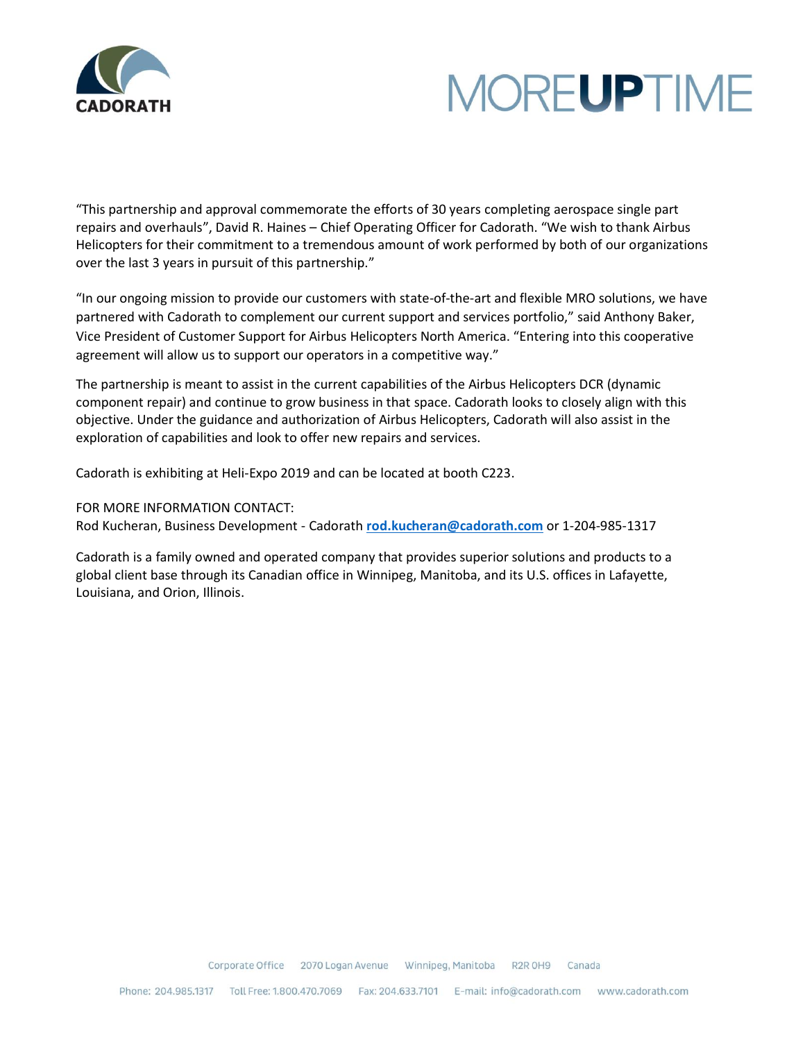"This partnership and approval commemorate the efforts of 30 years completing aerospace single part repairs and overhauls", David R. Haines – Chief Operating Officer for Cadorath. "We wish to thank Airbus Helicopters for their commitment to a tremendous amount of work performed by both of our organizations over the last 3 years in pursuit of this partnership."

"In our ongoing mission to provide our customers with state-of-the-art and flexible MRO solutions, we have partnered with Cadorath to complement our current support and services portfolio," said Anthony Baker, Vice President of Customer Support for Airbus Helicopters North America. "Entering into this cooperative agreement will allow us to support our operators in a competitive way."

The partnership is meant to assist in the current capabilities of the Airbus Helicopters DCR (dynamic component repair) and continue to grow business in that space. Cadorath looks to closely align with this objective. Under the guidance and authorization of Airbus Helicopters, Cadorath will also assist in the exploration of capabilities and look to offer new repairs and services.

Cadorath is exhibiting at Heli-Expo 2019 and can be located at booth C223.

FOR MORE INFORMATION CONTACT:
Rod Kucheran, Business Development - Cadorath **rod.kucheran@cadorath.com** or 1-204-985-1317

Cadorath is a family owned and operated company that provides superior solutions and products to a global client base through its Canadian office in Winnipeg, Manitoba, and its U.S. offices in Lafayette, Louisiana, and Orion, Illinois.